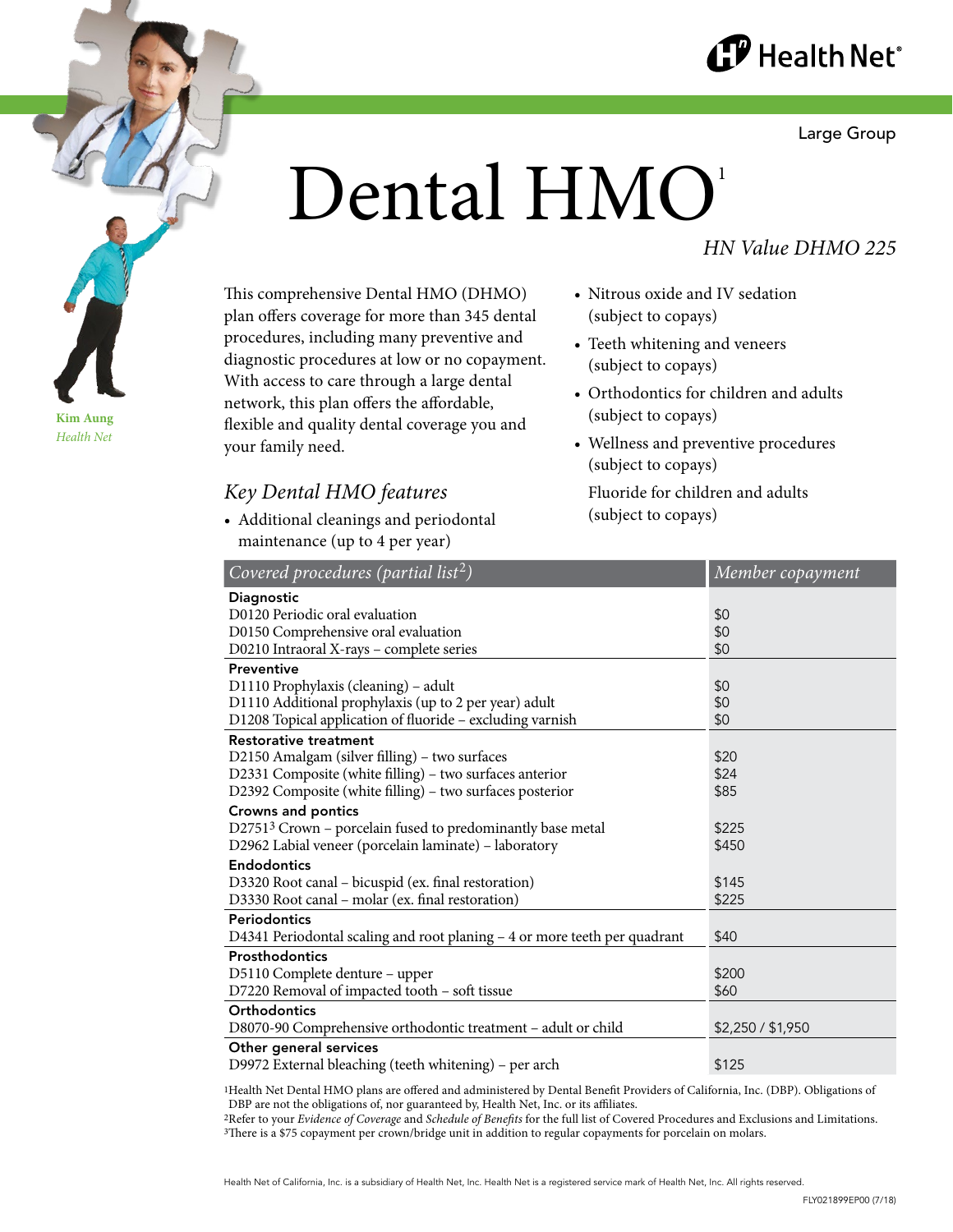Health Net®

Large Group

# Dental HMO[1]

*HN Value DHMO 225*

Kim Aung
*Health Net*

This comprehensive Dental HMO (DHMO) plan offers coverage for more than 345 dental procedures, including many preventive and diagnostic procedures at low or no copayment. With access to care through a large dental network, this plan offers the affordable, flexible and quality dental coverage you and your family need.

## *Key Dental HMO features*

- Additional cleanings and periodontal maintenance (up to 4 per year)
- Nitrous oxide and IV sedation (subject to copays)
- Teeth whitening and veneers (subject to copays)
- Orthodontics for children and adults (subject to copays)
- Wellness and preventive procedures (subject to copays)

  Fluoride for children and adults (subject to copays)

| *Covered procedures (partial list[2])* | *Member copayment* |
|---|---|
| **Diagnostic** | |
| D0120 Periodic oral evaluation | $0 |
| D0150 Comprehensive oral evaluation | $0 |
| D0210 Intraoral X-rays – complete series | $0 |
| **Preventive** | |
| D1110 Prophylaxis (cleaning) – adult | $0 |
| D1110 Additional prophylaxis (up to 2 per year) adult | $0 |
| D1208 Topical application of fluoride – excluding varnish | $0 |
| **Restorative treatment** | |
| D2150 Amalgam (silver filling) – two surfaces | $20 |
| D2331 Composite (white filling) – two surfaces anterior | $24 |
| D2392 Composite (white filling) – two surfaces posterior | $85 |
| **Crowns and pontics** | |
| D2751[3] Crown – porcelain fused to predominantly base metal | $225 |
| D2962 Labial veneer (porcelain laminate) – laboratory | $450 |
| **Endodontics** | |
| D3320 Root canal – bicuspid (ex. final restoration) | $145 |
| D3330 Root canal – molar (ex. final restoration) | $225 |
| **Periodontics** | |
| D4341 Periodontal scaling and root planing – 4 or more teeth per quadrant | $40 |
| **Prosthodontics** | |
| D5110 Complete denture – upper | $200 |
| D7220 Removal of impacted tooth – soft tissue | $60 |
| **Orthodontics** | |
| D8070-90 Comprehensive orthodontic treatment – adult or child | $2,250 / $1,950 |
| **Other general services** | |
| D9972 External bleaching (teeth whitening) – per arch | $125 |

[1]Health Net Dental HMO plans are offered and administered by Dental Benefit Providers of California, Inc. (DBP). Obligations of DBP are not the obligations of, nor guaranteed by, Health Net, Inc. or its affiliates.
[2]Refer to your *Evidence of Coverage* and *Schedule of Benefits* for the full list of Covered Procedures and Exclusions and Limitations.
[3]There is a $75 copayment per crown/bridge unit in addition to regular copayments for porcelain on molars.

Health Net of California, Inc. is a subsidiary of Health Net, Inc. Health Net is a registered service mark of Health Net, Inc. All rights reserved.

FLY021899EP00 (7/18)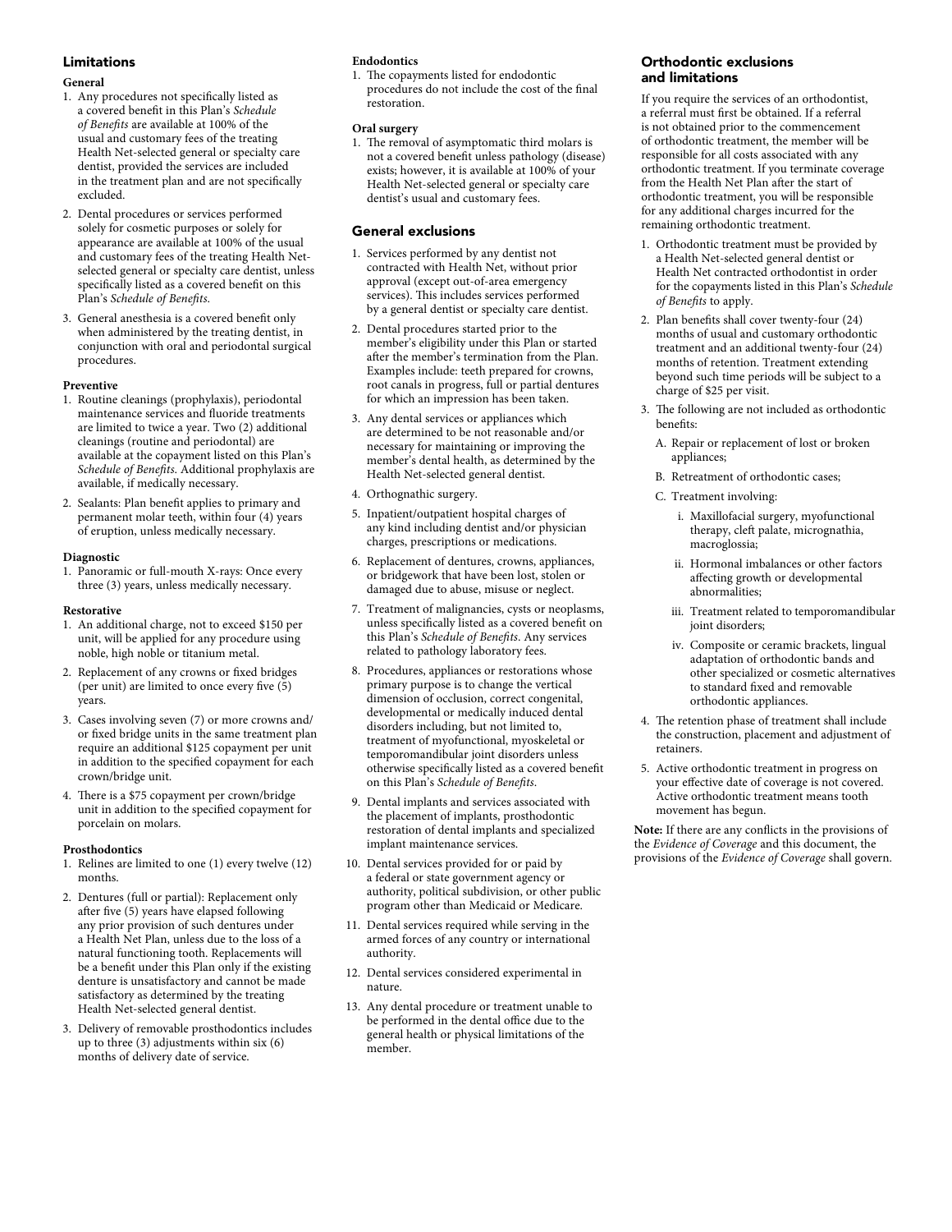## Limitations

**General**

1. Any procedures not specifically listed as a covered benefit in this Plan's *Schedule of Benefits* are available at 100% of the usual and customary fees of the treating Health Net-selected general or specialty care dentist, provided the services are included in the treatment plan and are not specifically excluded.
2. Dental procedures or services performed solely for cosmetic purposes or solely for appearance are available at 100% of the usual and customary fees of the treating Health Net-selected general or specialty care dentist, unless specifically listed as a covered benefit on this Plan's *Schedule of Benefits*.
3. General anesthesia is a covered benefit only when administered by the treating dentist, in conjunction with oral and periodontal surgical procedures.

**Preventive**

1. Routine cleanings (prophylaxis), periodontal maintenance services and fluoride treatments are limited to twice a year. Two (2) additional cleanings (routine and periodontal) are available at the copayment listed on this Plan's *Schedule of Benefits*. Additional prophylaxis are available, if medically necessary.
2. Sealants: Plan benefit applies to primary and permanent molar teeth, within four (4) years of eruption, unless medically necessary.

**Diagnostic**

1. Panoramic or full-mouth X-rays: Once every three (3) years, unless medically necessary.

**Restorative**

1. An additional charge, not to exceed $150 per unit, will be applied for any procedure using noble, high noble or titanium metal.
2. Replacement of any crowns or fixed bridges (per unit) are limited to once every five (5) years.
3. Cases involving seven (7) or more crowns and/or fixed bridge units in the same treatment plan require an additional $125 copayment per unit in addition to the specified copayment for each crown/bridge unit.
4. There is a $75 copayment per crown/bridge unit in addition to the specified copayment for porcelain on molars.

**Prosthodontics**

1. Relines are limited to one (1) every twelve (12) months.
2. Dentures (full or partial): Replacement only after five (5) years have elapsed following any prior provision of such dentures under a Health Net Plan, unless due to the loss of a natural functioning tooth. Replacements will be a benefit under this Plan only if the existing denture is unsatisfactory and cannot be made satisfactory as determined by the treating Health Net-selected general dentist.
3. Delivery of removable prosthodontics includes up to three (3) adjustments within six (6) months of delivery date of service.

**Endodontics**

1. The copayments listed for endodontic procedures do not include the cost of the final restoration.

**Oral surgery**

1. The removal of asymptomatic third molars is not a covered benefit unless pathology (disease) exists; however, it is available at 100% of your Health Net-selected general or specialty care dentist's usual and customary fees.

## General exclusions

1. Services performed by any dentist not contracted with Health Net, without prior approval (except out-of-area emergency services). This includes services performed by a general dentist or specialty care dentist.
2. Dental procedures started prior to the member's eligibility under this Plan or started after the member's termination from the Plan. Examples include: teeth prepared for crowns, root canals in progress, full or partial dentures for which an impression has been taken.
3. Any dental services or appliances which are determined to be not reasonable and/or necessary for maintaining or improving the member's dental health, as determined by the Health Net-selected general dentist.
4. Orthognathic surgery.
5. Inpatient/outpatient hospital charges of any kind including dentist and/or physician charges, prescriptions or medications.
6. Replacement of dentures, crowns, appliances, or bridgework that have been lost, stolen or damaged due to abuse, misuse or neglect.
7. Treatment of malignancies, cysts or neoplasms, unless specifically listed as a covered benefit on this Plan's *Schedule of Benefits*. Any services related to pathology laboratory fees.
8. Procedures, appliances or restorations whose primary purpose is to change the vertical dimension of occlusion, correct congenital, developmental or medically induced dental disorders including, but not limited to, treatment of myofunctional, myoskeletal or temporomandibular joint disorders unless otherwise specifically listed as a covered benefit on this Plan's *Schedule of Benefits*.
9. Dental implants and services associated with the placement of implants, prosthodontic restoration of dental implants and specialized implant maintenance services.
10. Dental services provided for or paid by a federal or state government agency or authority, political subdivision, or other public program other than Medicaid or Medicare.
11. Dental services required while serving in the armed forces of any country or international authority.
12. Dental services considered experimental in nature.
13. Any dental procedure or treatment unable to be performed in the dental office due to the general health or physical limitations of the member.

## Orthodontic exclusions and limitations

If you require the services of an orthodontist, a referral must first be obtained. If a referral is not obtained prior to the commencement of orthodontic treatment, the member will be responsible for all costs associated with any orthodontic treatment. If you terminate coverage from the Health Net Plan after the start of orthodontic treatment, you will be responsible for any additional charges incurred for the remaining orthodontic treatment.

1. Orthodontic treatment must be provided by a Health Net-selected general dentist or Health Net contracted orthodontist in order for the copayments listed in this Plan's *Schedule of Benefits* to apply.
2. Plan benefits shall cover twenty-four (24) months of usual and customary orthodontic treatment and an additional twenty-four (24) months of retention. Treatment extending beyond such time periods will be subject to a charge of $25 per visit.
3. The following are not included as orthodontic benefits:
   - A. Repair or replacement of lost or broken appliances;
   - B. Retreatment of orthodontic cases;
   - C. Treatment involving:
     - i. Maxillofacial surgery, myofunctional therapy, cleft palate, micrognathia, macroglossia;
     - ii. Hormonal imbalances or other factors affecting growth or developmental abnormalities;
     - iii. Treatment related to temporomandibular joint disorders;
     - iv. Composite or ceramic brackets, lingual adaptation of orthodontic bands and other specialized or cosmetic alternatives to standard fixed and removable orthodontic appliances.
4. The retention phase of treatment shall include the construction, placement and adjustment of retainers.
5. Active orthodontic treatment in progress on your effective date of coverage is not covered. Active orthodontic treatment means tooth movement has begun.

**Note:** If there are any conflicts in the provisions of the *Evidence of Coverage* and this document, the provisions of the *Evidence of Coverage* shall govern.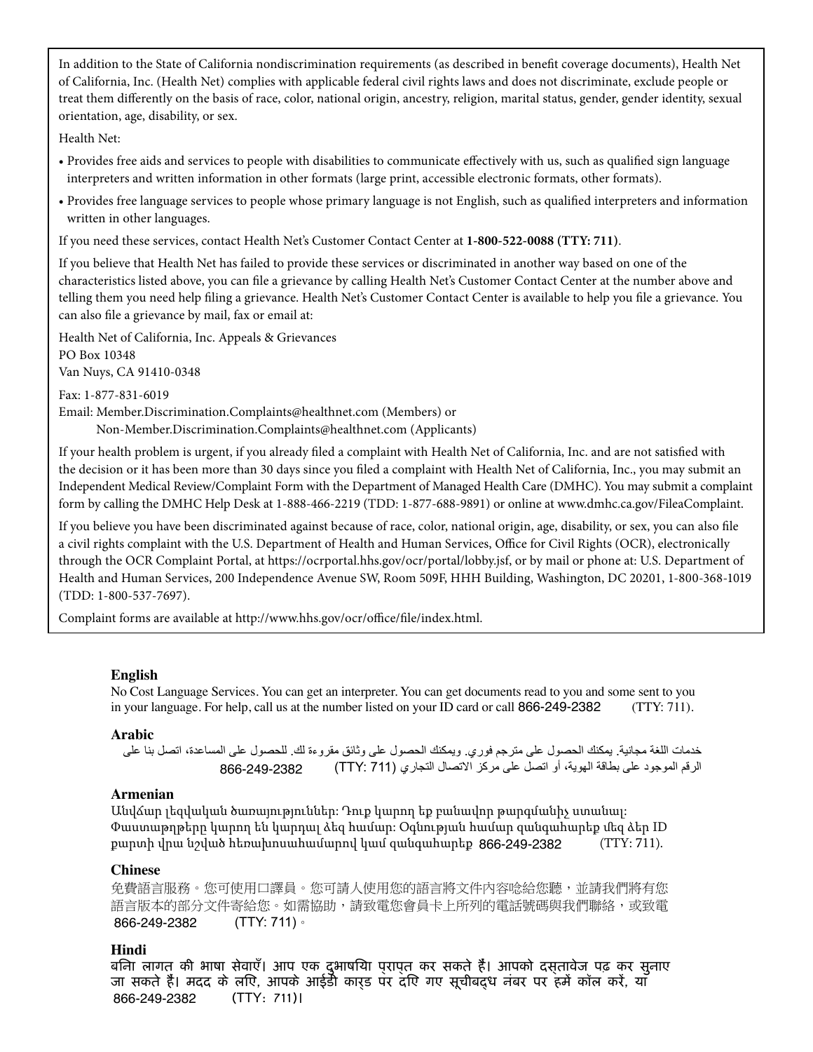In addition to the State of California nondiscrimination requirements (as described in benefit coverage documents), Health Net of California, Inc. (Health Net) complies with applicable federal civil rights laws and does not discriminate, exclude people or treat them differently on the basis of race, color, national origin, ancestry, religion, marital status, gender, gender identity, sexual orientation, age, disability, or sex.

Health Net:

- Provides free aids and services to people with disabilities to communicate effectively with us, such as qualified sign language interpreters and written information in other formats (large print, accessible electronic formats, other formats).
- Provides free language services to people whose primary language is not English, such as qualified interpreters and information written in other languages.

If you need these services, contact Health Net's Customer Contact Center at **1-800-522-0088 (TTY: 711)**.

If you believe that Health Net has failed to provide these services or discriminated in another way based on one of the characteristics listed above, you can file a grievance by calling Health Net's Customer Contact Center at the number above and telling them you need help filing a grievance. Health Net's Customer Contact Center is available to help you file a grievance. You can also file a grievance by mail, fax or email at:

Health Net of California, Inc. Appeals & Grievances
PO Box 10348
Van Nuys, CA 91410-0348

Fax: 1-877-831-6019
Email: Member.Discrimination.Complaints@healthnet.com (Members) or
Non-Member.Discrimination.Complaints@healthnet.com (Applicants)

If your health problem is urgent, if you already filed a complaint with Health Net of California, Inc. and are not satisfied with the decision or it has been more than 30 days since you filed a complaint with Health Net of California, Inc., you may submit an Independent Medical Review/Complaint Form with the Department of Managed Health Care (DMHC). You may submit a complaint form by calling the DMHC Help Desk at 1-888-466-2219 (TDD: 1-877-688-9891) or online at www.dmhc.ca.gov/FileaComplaint.

If you believe you have been discriminated against because of race, color, national origin, age, disability, or sex, you can also file a civil rights complaint with the U.S. Department of Health and Human Services, Office for Civil Rights (OCR), electronically through the OCR Complaint Portal, at https://ocrportal.hhs.gov/ocr/portal/lobby.jsf, or by mail or phone at: U.S. Department of Health and Human Services, 200 Independence Avenue SW, Room 509F, HHH Building, Washington, DC 20201, 1-800-368-1019 (TDD: 1-800-537-7697).

Complaint forms are available at http://www.hhs.gov/ocr/office/file/index.html.

**English**
No Cost Language Services. You can get an interpreter. You can get documents read to you and some sent to you in your language. For help, call us at the number listed on your ID card or call 866-249-2382 (TTY: 711).

**Arabic**
خدمات اللغة مجانية. يمكنك الحصول على مترجم فوري. ويمكنك الحصول على وثائق مقروءة لك. للحصول على المساعدة، اتصل بنا على الرقم الموجود على بطاقة الهوية، أو اتصل على مركز الاتصال التجاري (TTY: 711) 866-249-2382

**Armenian**
Անվճար լեզվական ծառայություններ: Դուք կարող եք բանավոր թարգմանիչ ստանալ: Փաստաթղթերը կարող են կարդալ ձեզ համար: Օգնության համար զանգահարեք մեզ ձեր ID քարտի վրա նշված հեռախոսահամարով կամ զանգահարեք 866-249-2382 (TTY: 711).

**Chinese**
免費語言服務。您可使用口譯員。您可請人使用您的語言將文件內容唸給您聽，並請我們將有您語言版本的部分文件寄給您。如需協助，請致電您會員卡上所列的電話號碼與我們聯絡，或致電 866-249-2382 (TTY: 711)。

**Hindi**
बिना लागत की भाषा सेवाएँ। आप एक दुभाषिया प्राप्त कर सकते हैं। आपको दस्तावेज पढ़ कर सुनाए जा सकते हैं। मदद के लिए, आपके आईडी कार्ड पर दिए गए सूचीबद्ध नंबर पर हमें कॉल करें, या 866-249-2382 (TTY: 711)।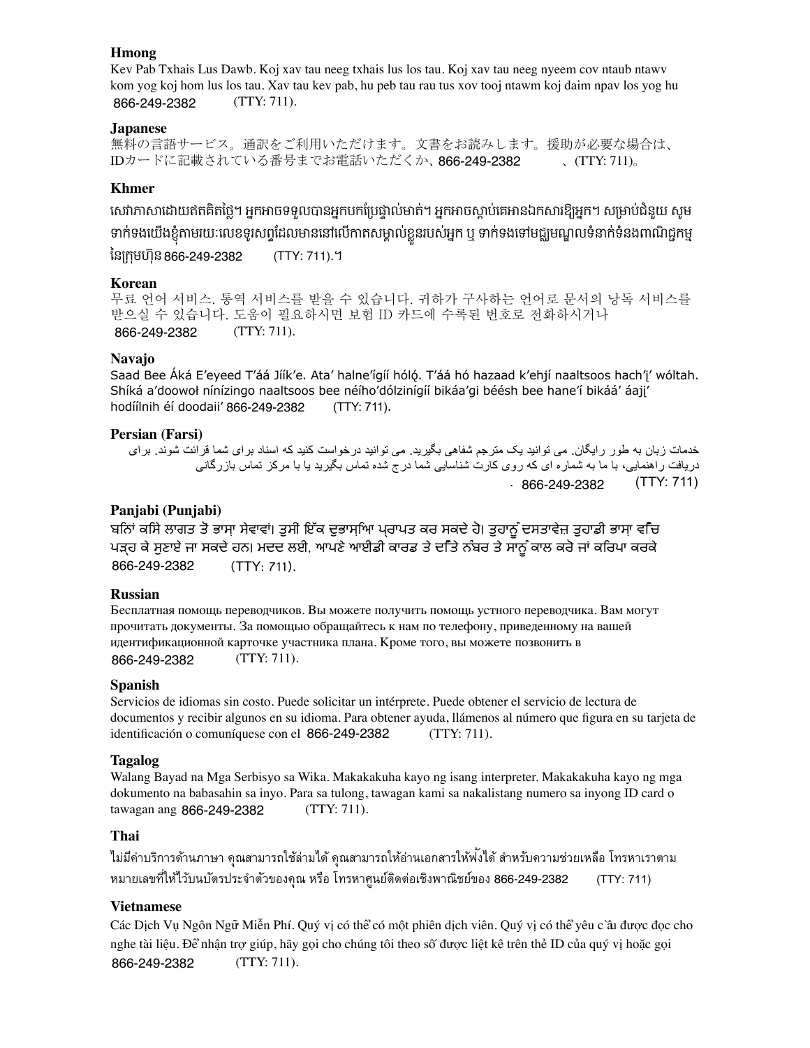**Hmong**

Kev Pab Txhais Lus Dawb. Koj xav tau neeg txhais lus los tau. Koj xav tau neeg nyeem cov ntaub ntawv kom yog koj hom lus los tau. Xav tau kev pab, hu peb tau rau tus xov tooj ntawm koj daim npav los yog hu 866-249-2382 (TTY: 711).

**Japanese**

無料の言語サービス。通訳をご利用いただけます。文書をお読みします。援助が必要な場合は、IDカードに記載されている番号までお電話いただくか、866-249-2382 、(TTY: 711)。

**Khmer**

សេវាភាសាដោយឥតគិតថ្លៃ។ អ្នកអាចទទួលបានអ្នកបកប្រែផ្ទាល់មាត់។ អ្នកអាចស្តាប់គេអានឯកសារឱ្យអ្នក។ សម្រាប់ជំនួយ សូមទាក់ទងយើងខ្ញុំតាមរយៈលេខទូរសព្ទដែលមាននៅលើកាតសម្គាល់ខ្លួនរបស់អ្នក ឬ ទាក់ទងទៅមជ្ឈមណ្ឌលទំនាក់ទំនងពាណិជ្ជកម្មនៃក្រុមហ៊ុន 866-249-2382 (TTY: 711).។

**Korean**

무료 언어 서비스. 통역 서비스를 받을 수 있습니다. 귀하가 구사하는 언어로 문서의 낭독 서비스를 받으실 수 있습니다. 도움이 필요하시면 보험 ID 카드에 수록된 번호로 전화하시거나 866-249-2382 (TTY: 711).

**Navajo**

Saad Bee Áká E'eyeed T'áá Jíík'e. Ata' halne'ígíí hóló. T'áá hó hazaad k'ehjí naaltsoos hach'į' wóltah. Shíká a'doowoł nínízingo naaltsoos bee néího'dólzinígíí bikáa'gi béésh bee hane'í bikáá' áajį' hodíílnih éí doodaii' 866-249-2382 (TTY: 711).

**Persian (Farsi)**

خدمات زبان به طور رایگان. می توانید یک مترجم شفاهی بگیرید. می توانید درخواست کنید که اسناد برای شما قرائت شوند. برای دریافت راهنمایی، با ما به شماره ای که روی کارت شناسایی شما درج شده تماس بگیرید یا با مرکز تماس بازرگانی 866-249-2382 . (TTY: 711)

**Panjabi (Punjabi)**

ਬਿਨਾਂ ਕਿਸੇ ਲਾਗਤ ਤੋਂ ਭਾਸ਼ਾ ਸੇਵਾਵਾਂ। ਤੁਸੀਂ ਇੱਕ ਦੁਭਾਸ਼ੀਆ ਪ੍ਰਾਪਤ ਕਰ ਸਕਦੇ ਹੋ। ਤੁਹਾਨੂੰ ਦਸਤਾਵੇਜ਼ ਤੁਹਾਡੀ ਭਾਸ਼ਾ ਵਿੱਚ ਪੜ੍ਹ ਕੇ ਸੁਣਾਏ ਜਾ ਸਕਦੇ ਹਨ। ਮਦਦ ਲਈ, ਆਪਣੇ ਆਈਡੀ ਕਾਰਡ ਤੇ ਦਿੱਤੇ ਨੰਬਰ ਤੇ ਸਾਨੂੰ ਕਾਲ ਕਰੋ ਜਾਂ ਕਿਰਪਾ ਕਰਕੇ 866-249-2382 (TTY: 711).

**Russian**

Бесплатная помощь переводчиков. Вы можете получить помощь устного переводчика. Вам могут прочитать документы. За помощью обращайтесь к нам по телефону, приведенному на вашей идентификационной карточке участника плана. Кроме того, вы можете позвонить в 866-249-2382 (TTY: 711).

**Spanish**

Servicios de idiomas sin costo. Puede solicitar un intérprete. Puede obtener el servicio de lectura de documentos y recibir algunos en su idioma. Para obtener ayuda, llámenos al número que figura en su tarjeta de identificación o comuníquese con el 866-249-2382 (TTY: 711).

**Tagalog**

Walang Bayad na Mga Serbisyo sa Wika. Makakakuha kayo ng isang interpreter. Makakakuha kayo ng mga dokumento na babasahin sa inyo. Para sa tulong, tawagan kami sa nakalistang numero sa inyong ID card o tawagan ang 866-249-2382 (TTY: 711).

**Thai**

ไม่มีค่าบริการด้านภาษา คุณสามารถใช้ล่ามได้ คุณสามารถให้อ่านเอกสารให้ฟังได้ สำหรับความช่วยเหลือ โทรหาเราตามหมายเลขที่ให้ไว้บนบัตรประจำตัวของคุณ หรือ โทรหาศูนย์ติดต่อเชิงพาณิชย์ของ 866-249-2382 (TTY: 711)

**Vietnamese**

Các Dịch Vụ Ngôn Ngữ Miễn Phí. Quý vị có thể có một phiên dịch viên. Quý vị có thể yêu cầu được đọc cho nghe tài liệu. Để nhận trợ giúp, hãy gọi cho chúng tôi theo số được liệt kê trên thẻ ID của quý vị hoặc gọi 866-249-2382 (TTY: 711).